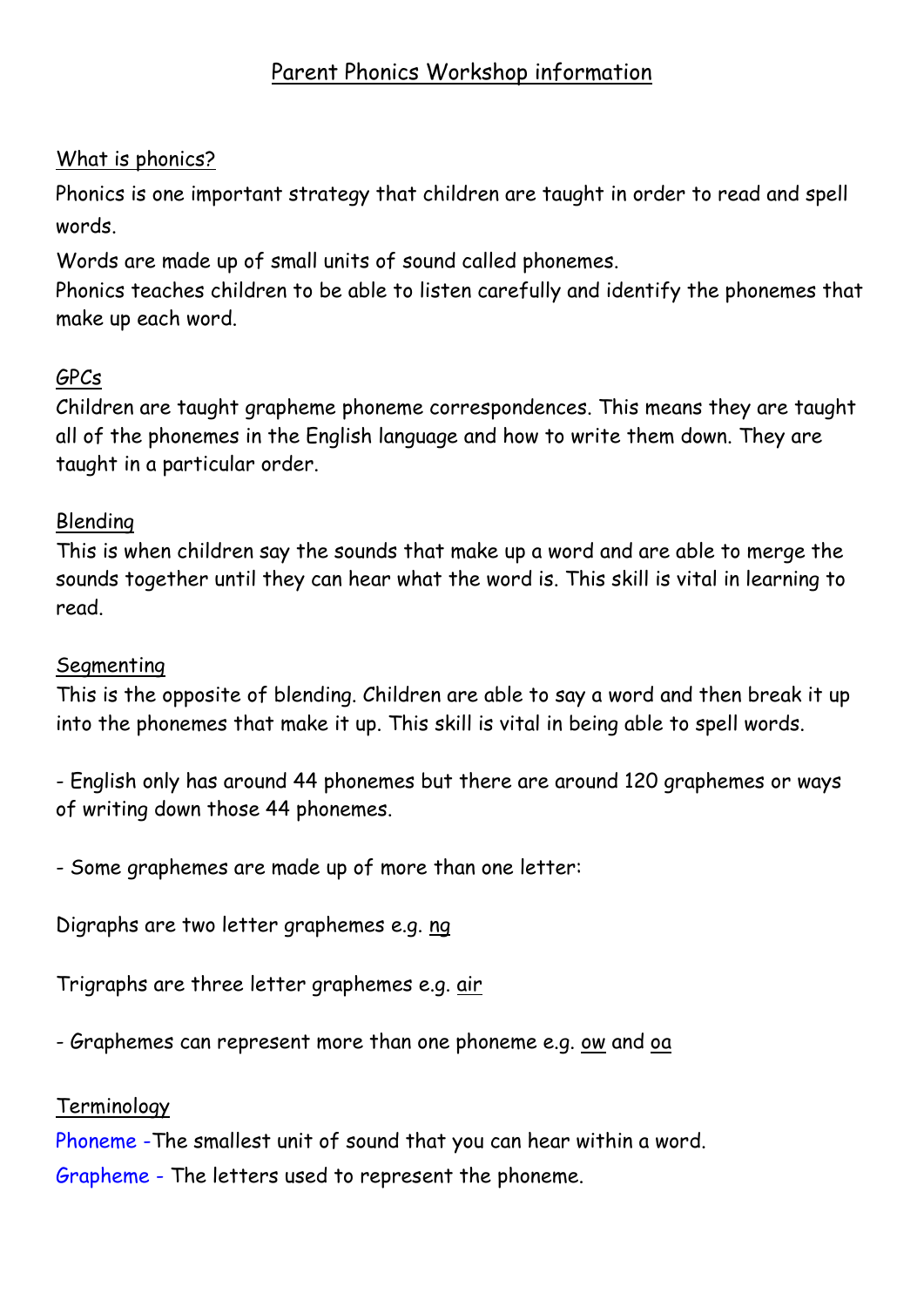# Parent Phonics Workshop information

## What is phonics?

Phonics is one important strategy that children are taught in order to read and spell words.

Words are made up of small units of sound called phonemes.
Phonics teaches children to be able to listen carefully and identify the phonemes that make up each word.

## GPCs

Children are taught grapheme phoneme correspondences. This means they are taught all of the phonemes in the English language and how to write them down. They are taught in a particular order.

## Blending

This is when children say the sounds that make up a word and are able to merge the sounds together until they can hear what the word is. This skill is vital in learning to read.

## Segmenting

This is the opposite of blending. Children are able to say a word and then break it up into the phonemes that make it up. This skill is vital in being able to spell words.

- English only has around 44 phonemes but there are around 120 graphemes or ways of writing down those 44 phonemes.

- Some graphemes are made up of more than one letter:

Digraphs are two letter graphemes e.g. ng

Trigraphs are three letter graphemes e.g. air

- Graphemes can represent more than one phoneme e.g. ow and oa

## Terminology

Phoneme - The smallest unit of sound that you can hear within a word.

Grapheme - The letters used to represent the phoneme.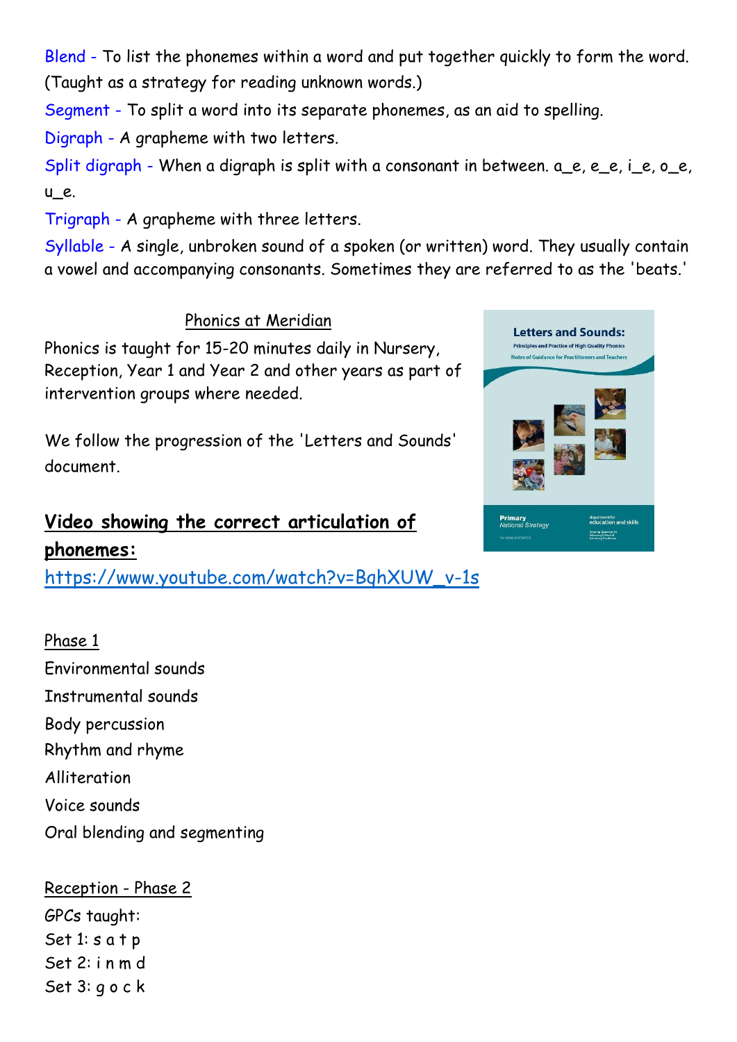Blend - To list the phonemes within a word and put together quickly to form the word. (Taught as a strategy for reading unknown words.)

Segment - To split a word into its separate phonemes, as an aid to spelling.

Digraph - A grapheme with two letters.

Split digraph - When a digraph is split with a consonant in between. a_e, e_e, i_e, o_e, u_e.

Trigraph - A grapheme with three letters.

Syllable - A single, unbroken sound of a spoken (or written) word. They usually contain a vowel and accompanying consonants. Sometimes they are referred to as the 'beats.'

## Phonics at Meridian

Phonics is taught for 15-20 minutes daily in Nursery, Reception, Year 1 and Year 2 and other years as part of intervention groups where needed.

We follow the progression of the 'Letters and Sounds' document.

**Video showing the correct articulation of phonemes:**

https://www.youtube.com/watch?v=BqhXUW_v-1s

### Phase 1

Environmental sounds

Instrumental sounds

Body percussion

Rhythm and rhyme

Alliteration

Voice sounds

Oral blending and segmenting

### Reception - Phase 2

GPCs taught:

Set 1: s a t p

Set 2: i n m d

Set 3: g o c k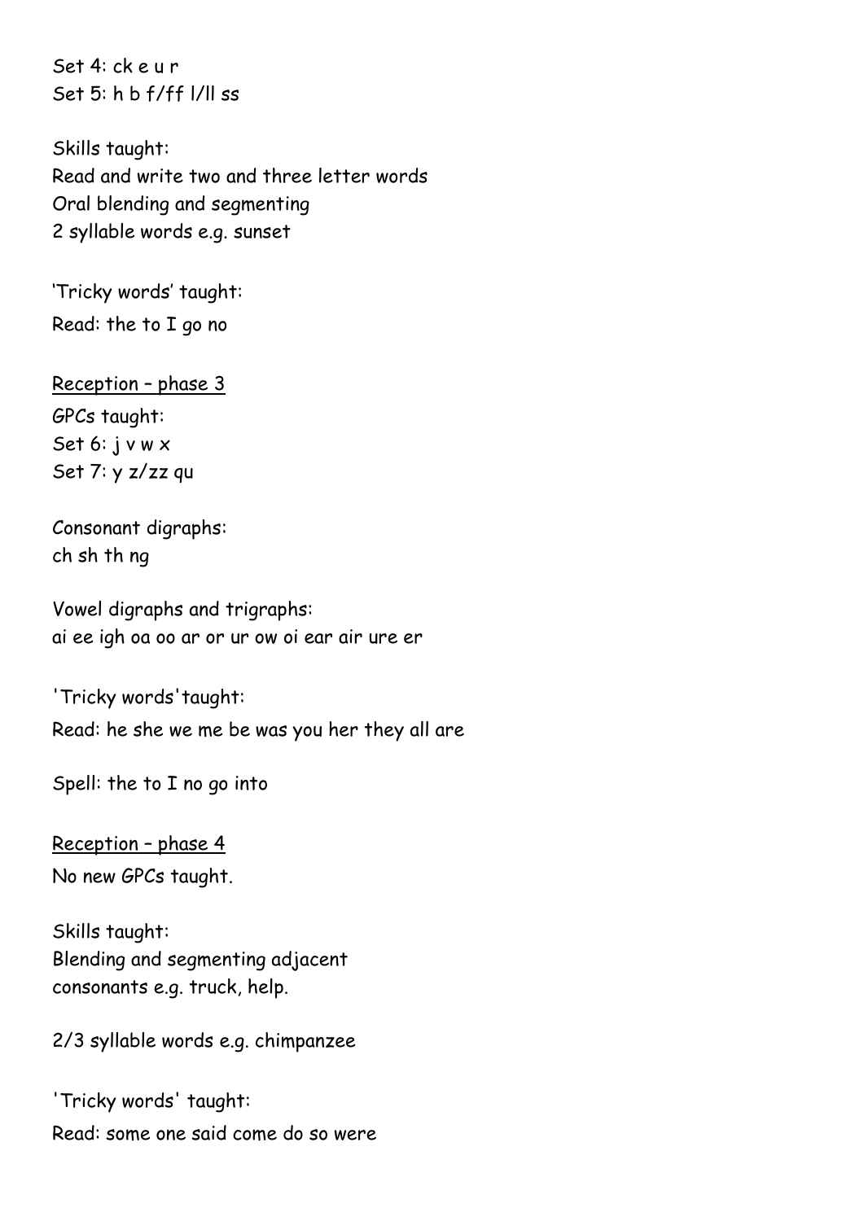Set 4: ck e u r
Set 5: h b f/ff l/ll ss

Skills taught:
Read and write two and three letter words
Oral blending and segmenting
2 syllable words e.g. sunset

'Tricky words' taught:
Read: the to I go no

<u>Reception – phase 3</u>

GPCs taught:
Set 6: j v w x
Set 7: y z/zz qu

Consonant digraphs:
ch sh th ng

Vowel digraphs and trigraphs:
ai ee igh oa oo ar or ur ow oi ear air ure er

'Tricky words' taught:
Read: he she we me be was you her they all are

Spell: the to I no go into

<u>Reception – phase 4</u>

No new GPCs taught.

Skills taught:
Blending and segmenting adjacent consonants e.g. truck, help.

2/3 syllable words e.g. chimpanzee

'Tricky words' taught:
Read: some one said come do so were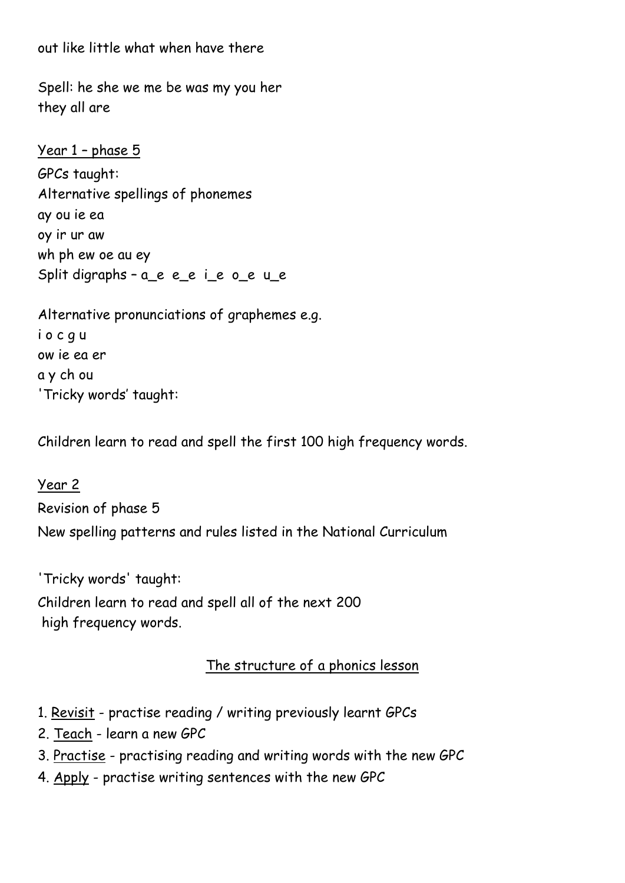out like little what when have there

Spell: he she we me be was my you her
they all are

Year 1 – phase 5

GPCs taught:
Alternative spellings of phonemes
ay ou ie ea
oy ir ur aw
wh ph ew oe au ey
Split digraphs – a_e e_e i_e o_e u_e

Alternative pronunciations of graphemes e.g.
i o c g u
ow ie ea er
a y ch ou
'Tricky words' taught:

Children learn to read and spell the first 100 high frequency words.

Year 2

Revision of phase 5
New spelling patterns and rules listed in the National Curriculum

'Tricky words' taught:
Children learn to read and spell all of the next 200 high frequency words.

## The structure of a phonics lesson

1. Revisit - practise reading / writing previously learnt GPCs
2. Teach - learn a new GPC
3. Practise - practising reading and writing words with the new GPC
4. Apply - practise writing sentences with the new GPC